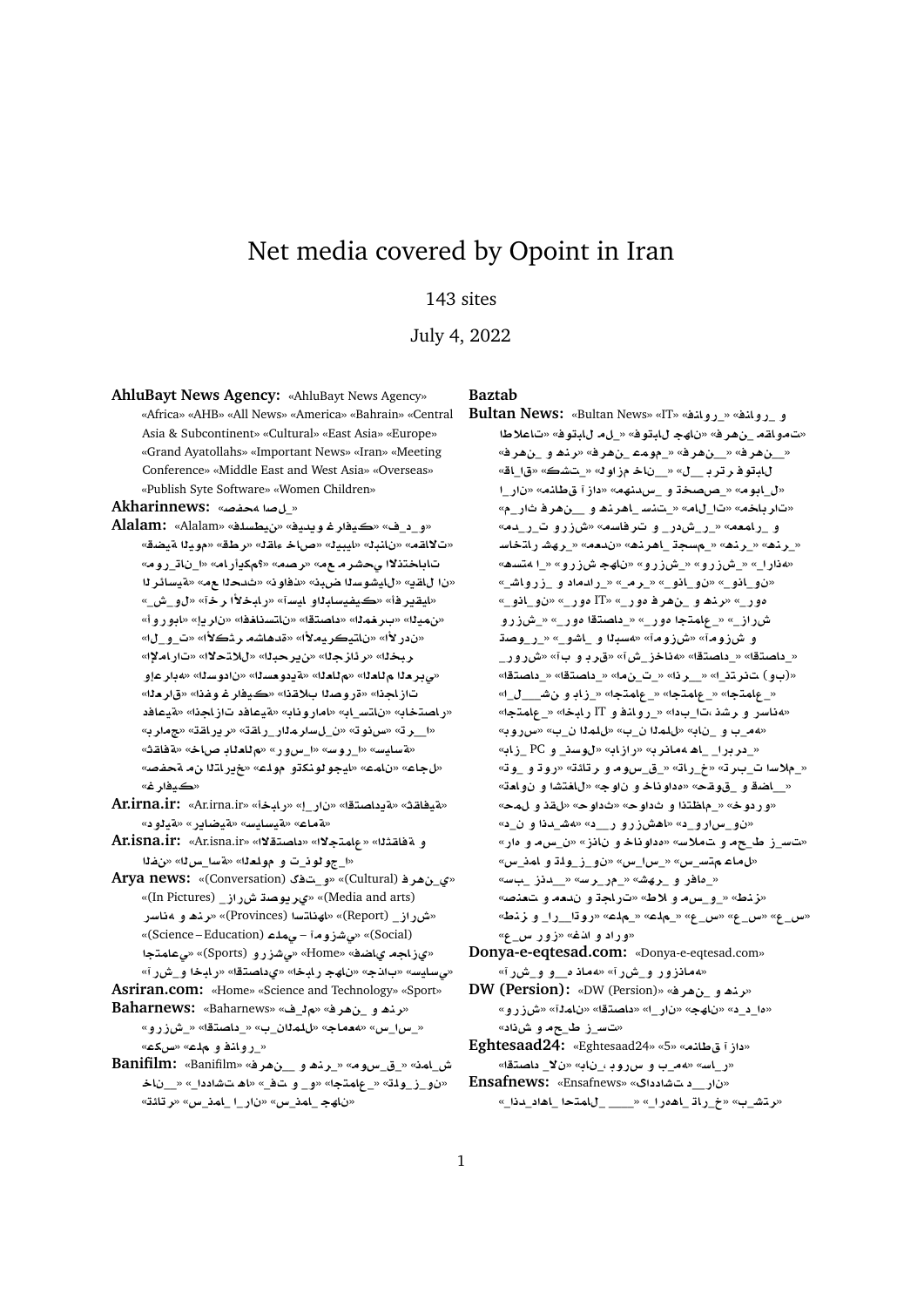# Net media covered by Opoint in Iran

143 sites

July 4, 2022

**AhluBayt News Agency:** «AhluBayt News Agency» «Africa» «AHB» «All News» «America» «Bahrain» «Central Asia & Subcontinent» «Cultural» «East Asia» «Europe» «Grand Ayatollahs» «Important News» «Iran» «Meeting Conference» «Middle East and West Asia» «Overseas» «Publish Syte Software» «Women Children»

**Akharinnews:** «صفحه اصلی»

**Alalam:** «Alalam» «فلسطين» «فيديو غرافيك» «فيديو» «القضية» «اليوم» «قطر» «العراق» «ليبيا» «لبنان» «مقالات» «انتخابات» «مصر» «عمر شريحي» «امريكا» «الرئيسية» «الحدث» «تقارير» «العراق» «الشرق الاوسط» «افريقيا» «آسيا والباسيفيك» «آخر الأخبار» «اوروبا» «ايران» «افغانستان» «اقتصاد» «المغرب» «الشرق» «الأكثر مشاهدة» «الأردن» «الإمارات» «الاتحاد» «الجزائر» «البحرين» «العالم العربي» «السعودية» «السودان» «اليمن» «سوريا» «الغرب» «تقارير» «المقاومة» «الأرض المحتلة» «تحقيقات» «فن» «عربي» «افريقيا» «ثقافة» «تونس» «المساعدات» «الأسواق» «الكويت» «تقارير» «سياسة» «الرياضة» «حصرية» «التاريخ» «علوم وتكنولوجيا» «عمان» «لبنان» «غرافيك»

**Ar.irna.ir:** «Ar.irna.ir» «اخبار» «ايران» «اقتصادية» «ثقافية» «دولية» «رياضية» «سياسية» «عامة»

**Ar.isna.ir:** «Ar.isna.ir» «الاقتصاد» «الاجتماع» «الثقافة و الفن» «السياسة» «العلوم و التكنولوجيا»

**Arya news:** «فرهنگی (Cultural)» «گفتگو (Conversation)» «رسانه و هنر (Media and arts)» «تصاویری (In Pictures)» «گزارش (Report)» «استانها (Provinces)» «علمی – آموزشی (Science – Education)» «اجتماعی (Social)» «اجتماعی» «Home» «ورزشی (Sports)» «اقتصادی» «اخبار جهان» «اخبار» «آخرین» «سیاسی»

**Asriran.com:** «Home» «Science and Technology» «Sport»

**Baharnews:** «فرهنگ و هنر» «فیلم» «اجتماعی» «اقتصادی» «ورزشی» «سیاسی» «عکس» «علم و فناوری»

**Banifilm:** «Banifilm» «فرهنگ و هنر» «موسیقی» «فیلم» «تلویزیون» «اجتماعی» «خانه» «اساتید» «تئاتر» «سینما» «سینمای ایران» «سینمای جهان»

**Baztab**

**Bultan News:** «Bultan News» «IT» «فناوری و فناوری» «اطلاعات» «فوتبال ملی» «فوتبال جهان» «مقالات» «فرهنگ و هنر» «فرهنگ عمومی» «فرهنگ» «فرهنگ» «اقتصاد» «شبکه» «گزارش خبری» «بین الملل» «فوتبال» «ایران» «انتظار تلخ» «متن ها و تخصص» «معماری شرکت هنر» «ماه» «هنر و صنایع ساخت» «اخبار» «ورزش» «عمرانی» «مسافرت و تردد و سرویس» «عمران و راه» «ساختار شهری» «تعلیم» «جهانگرد» «هنر» «استانها» «ورزش جهان» «ورزشی» «ایرانی» «داخلی» «سیاست» «دو رو» «فرهنگ و هنر» «IT دوره» «دوره اقتصاد» «دوره اجتماعی» «دوره آموزشی» «اسناد» «دوره ورزش» «دوره تیراندازی» «اقتصاد» «کمیته اقتصاد» «آب و برق» «ورزش» «اقتصاد» «ارتش» «ایران» «ارتش (وب)» «ال نقش و سوره» «اجتماعی» «اجتماعی» «ایده و تک» «خبرها» «آب» «نان» «بین الملل» «سرویس» «گزارش ها» «اقتصادی» «PC» «سند» «گزارش» «حجم اساتید» «تکنولوژی» «دولت و تولید» «مدرسه و بیمه» «خبر» «جهانی» «کانال خبری» «حادثه ایرانی» «آموزش و جوان» «خانواده» «خبر» «حرکت و حرکت» «حرکت» «ورزشی» «آماده سازی» «انتشارات» «اخبار اعتراض» «کلیه ورزشی» «رادیو» «دانشمندان» «سال دهم و کیمیا» «سلامت و تغذیه» «ماهنامه» «سینما و تولید» «سرویس» «سینما و طراحی» «آزاد» «سرود سبک» «شهر و مردم» «زنان و کودکان» «معلولان و فرزندان» «اطلاع و دسته» «علم و سرمایه» «سلامت» «علم» «آرا و زنده» «ع س» «ع س» «ع س» «زن و غذا و دارو»

**Donya-e-eqtesad.com:** «Donya-e-eqtesad.com» «ماهنامه دنیای اقتصاد»

**DW (Persion):** «DW (Persion)» «فرهنگ و هنر» «جهان» «ایران» «اقتصاد» «آلمان» «ورزش» «دانش و محیط زیست»

**Eghtesaad24:** «Eghtesaad24» «5» «طلا و ارز» «اقتصاد کلان» «بانک، بورس و بیمه» «بازار»

**Ensafnews:** «Ensafnews» «ایران» «ادبیات و اندیشه» «اندیشه» «جامعه و مذهب» «اقتصاد» «بیشتر»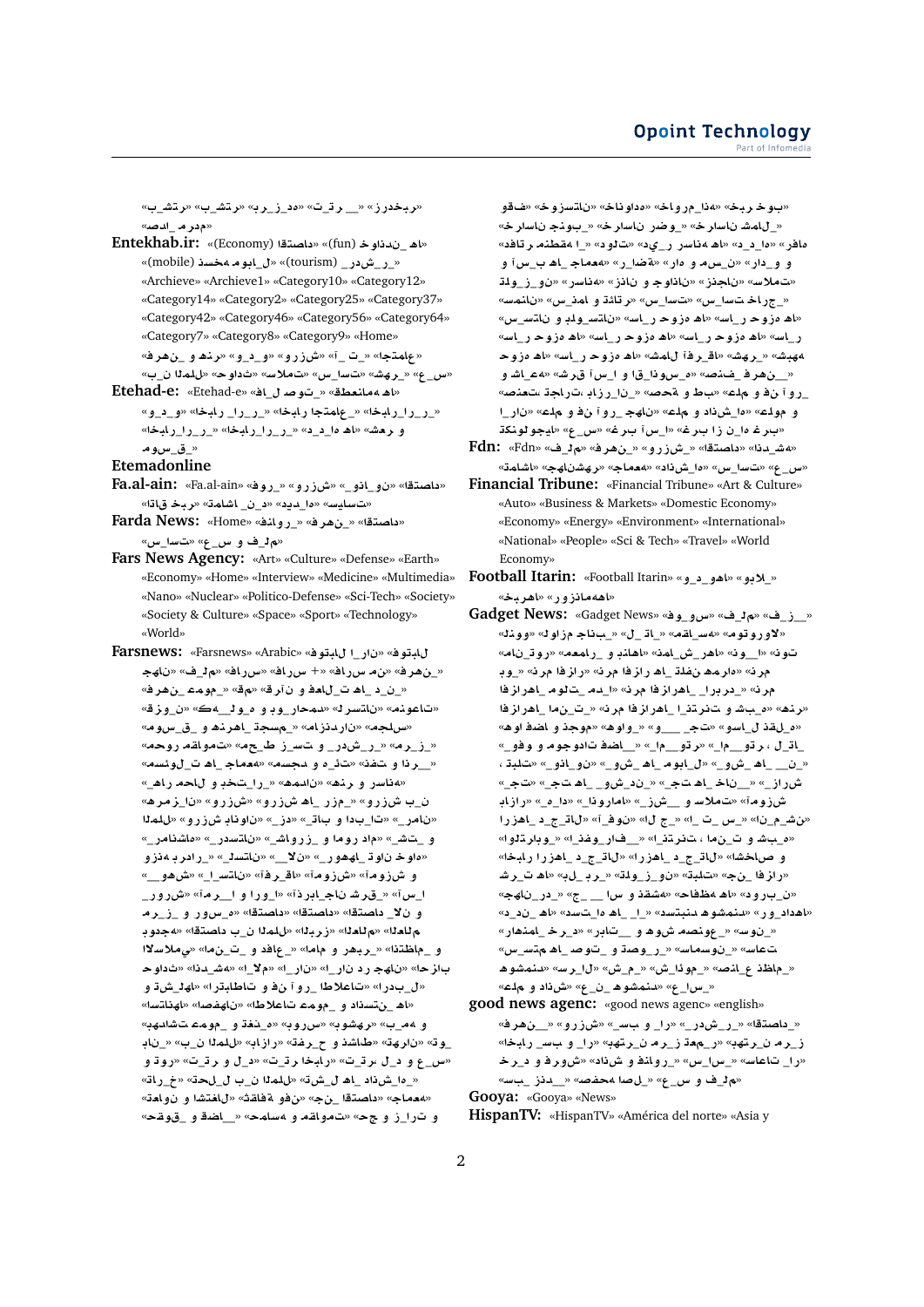«بیشتر» «برگزیده» «تیتر» «زردخبر» «صدا_مردم»

**Entekhab.ir:** «خواندنی_ها» (fun) «اقتصاد» (Economy) «نسخه موبایل» (mobile) «گردشگری» (tourism) «Archieve» «Archieve1» «Category10» «Category12» «Category14» «Category2» «Category25» «Category37» «Category42» «Category46» «Category56» «Category64» «Category7» «Category8» «Category9» «Home» «فرهنگ_و_هنر» «و_د_و» «ورزش» «آی_تی_» «اجتماعی» «بین_الملل» «حوادث» «سلامت» «سیاست» «عکس_شهر»

**Etehad-e:** «Etehad-e» «فال و تصویر» «منطقه‌ها» «و_د_و» «اخبار_ا_ر» «اخبار_اجتماعی» «اخبار_ا_ر» «اخبار_ا_ر» «د_ده_ها» «شعر و موسیقی_»

**Etemadonline**

**Fa.al-ain:** «Fa.al-ain» «فرو_» «ورزش_» «ناو_نو» «اقتصاد» «سیاست» «دیدها» «د_ن_تماشا» «اقتاد_خبر»

**Farda News:** «Home» «فرهنگ_» «نفوذ_» «اقتصاد» «سیاست» «ع_س و فـلم»

**Fars News Agency:** «Art» «Culture» «Defense» «Earth» «Economy» «Home» «Interview» «Medicine» «Multimedia» «Nano» «Nuclear» «Politico-Defense» «Sci-Tech» «Society» «Society & Culture» «Space» «Sport» «Technology» «World»

**Farsnews:** «Farsnews» «Arabic» «فوتبال_ایران» «فوتبال» «جهان» «فرهنگ» «فارس+» «فارس من» «فرهنگ_عمومی» «قم» «قرآن و فعالیت_های دینی_» «قزوین» «کهگیلویه و بویراحمد» «استانها» «معاونت‌ها» «موسیقی و هنرهای تجسمی» «انقلاب_اسلامی» «مجلس» «محرم» «دین و اندیشه_» «گردشگری_» «حوزه و دانشگاه» «مجموعه» «سینما و تئاتر» «فضای_مجازی_» «اخبار_ستاد و محل_» «فرهنگ و هنر» «رسانه» «اقتصاد» «ورزش» «ورزش های رزمی_» «ب_ن الملل» «اقتصاد» «ورزش بانوان» «_دز» «بات_» «ادبیات_فرهنگ_» «رسانه» «استاد» «دولت» «_شت و _شرف_» «روز» «ادامه» «بدون_دگی_» «زنان_» «مطالعات_» «روزی_خانه_ها» «وزارتخانه‌ها_» «آستان_ها» «_قدس» «شهید_» «آفریقا» «آمریکا» «تکنولوژی_» «مطالعات» «آسیا_» «آمریکای_ شمالی و _پس_» «ترکیه» «اقتصاد» «اقتصاد» «ب_ن الملل_» «ایران» «رهبری و مارا» «_الاسلامی» «دانشگاه» «اقتصاد» «تحلیل» «انتخابات_» «ب_ن الملل_» «فناوری» «نگارخانه» «ارتباطات و فناوری_» «فضای_مجازی_و فرهنگ» «تکنولوژی_ادبیات_و فکری_» «اقتصاد_حوزه و دانشگاه_» «فنون و محیط زیست» «نظام_فرهنگ_و فنی_ها» «نظامی_ها» «ب_ن الملل» «گزارش_» «د_ل_و» «دانشگاه» «تحلیل» «اسناد» «شتاب_و _ب_» «ر_ادیو» «ع_ن_س» «ابو_و_ب_کو» «اقتصادی» «جهان» «فناوری» «ابو_و_ب_کو» «قیام_و_حسین_و» «حوزه_ها» «اقتصاد» «ورزش» «خبر_خوب» «بهزیستی» «بهداشت» «زاویه»

«فرهنگ» «خبر_خوب_» «هدف_ها» «خودنوشت_ها» «خبرنگاران» «خبرنگار_رضوی» «خبرنگار_شما» «مقابله_ها» «اخبار» «استانی_دو_بو» «ر_ن_ب_ت» «معابر_ها_جامعه» «آسیب_ها» «دین_و_نسل» «دانش_و_ح» «آنالیز_و_نذر» «فرهنگ» «سیاستمداران» «وزارتخانه» «سلامت» «ج_ت_ولد_» «تفاوت_ها» «سیاست_خارج_» «سیاست_ها» «علم_و_مدل_ها» «نقشه_ها» «دور_خوب» «دور_خوب_ها» «سر_خوب_ها» «دور_خوب_ها» «دور_خوب_ها» «شامل_ها» «دور_خوب_ها» «شهر_ها» «شهر_ها» «طبقات_ها» «حوزه_ها» «فرهنگ_» «و_ساد_قاتل» «ها_و_ع_ه» «شوق_آ_یا» «علم و تحقیقات» «حماس» «حقوق_آ_یا» «بازار_ها» «تجارت_ها» «تاری_» «ا_مان_ع» «جهانی_و_فن_آوری» «جهانی_علم» «دانشگاه» «ع_س_و_م» «غرب_آسیا» «غرب_از_ن_ر» «کلوبوتیکا»

**Fdn:** «Fdn» «فیلم» «فرهنگ_» «ورزش_» «اقتصاد» «اندیشه» «اشتغال» «جامعه_ها» «جامعه» «دانشگاه» «س_ست_ها» «ع_س»

**Financial Tribune:** «Financial Tribune» «Art & Culture» «Auto» «Business & Markets» «Domestic Economy» «Economy» «Energy» «Environment» «International» «National» «People» «Sci & Tech» «Travel» «World Economy»

**Football Itarin:** «Football Itarin» «و» «ویدیو_ها» «بلاگ_» «خبرها» «روزنامه‌ها»

**Gadget News:** «Gadget News» «فوـو_س» «فیلم_» «فیـزـ_» «دانلود» «الوپ» «مقایسه_ها» «لپ_تاپ» «ب_ن_ها» «موتورولا» «نامه_رور» «مقاله_ها» «ما_نش_ها» «تو_» «ت_و_» «تور» «برنامه_های_اپل» «برنامه_های_گوگل» «برنامه_ها» «برنامه_های_اپل» «برنامه_ها» «برنامه_های_ب_» «برنامه_های_گوگل» «برنامه_های_اندروید» «برنامه_های_اپل» «فناوری» «بررسی_ها» «جهانی_و_فضا» «واهی_» «تجربه_» «سال_لپ» «واقعی» «وجو_د_ات_فضا» «ویدئو_» «تو_ر_» «ل_ت_ر_ق_ر_ت_ق_ل» «تبلت_ها» «وی_دیو» «ش_و_ها» «موبایل» «ش_و_ها» «ن_» «تجربه» «جهان_ها» «ش_و_ها» «ن_» «ب_رنامه» «ه_د_» «اندروید» «ماه_» «ش_و_ها» «سلامت» «آموزش» «بازار» «ده_» «اندروید_» «آ_ب_ها» «ت_ _س» «آندرو_ن_» «آی_دی» «آیفون» «ج_ل» «ب_ر_ق_ت» «ب_ن_د_ت» «ب_ت_ر_ن_د_ت» «ب_ل_ت_ج_ی» «ب_ن_ر_ق_ت» «ت_ر_ی_ل_ی» «ب_ن_ش_د» «ب_ج_ت_ی_ت_ن_» «شخصی_و_ب_ن_» «اخبار_بازار_ج_ت_ی_ت_ن_» «اخبار_ها» «و_ب_ت_ن_ر_ج_» «ش_ت_ب_ا_ه_ر_ب_ر» «تبلت» «ن_ج_ت_ر_ن_ج_» «اف_ز_ار» «جهان_ر_ن_د_» «ن_و_ر_ب_ر_ب_ر_ن_ب_ه_ا» «تفاوت» «اسکن_ها» «دست_بند_ها» «ش_د_ن_د_ها» «ساعت_ها» «هوشمند» «روبات_ها» «هوشمند» «قدرت» «تلفن_ها» «تحقیقات» «آموزش_ها» «سوالات_م_ت_د_اول» «ساعت» «ساعت_ها» «هوشمند» «ع_ن_ک_ها» «جایزه» «گسترش_ها» «پ_ژ_و_ه_ش» «فناوری» «تست» «ع_ن_ک_ها» «هوشمند» «ع_ل_م_» «فن_اوری»

**good news agency:** «good news agenc» «english» «فرهنگ_» «ورزش_» «شـب_ـا_ار» «گـردش_ـگر_ـی» «اقتصاد» «اخبار_بـه_و_ار» «خبر_ت_ه_ر_ان» «تصاعد_گر_ان_جمهوری» «ارا_ت_اعات» «سیاست» «فرهنگ» «انتشارات» «فرهنگ_و_دین» «ساده_تر_تصاویر_ها» «عکس_و_فیلم»

**Gooya:** «Gooya» «News»

**HispanTV:** «HispanTV» «América del norte» «Asia y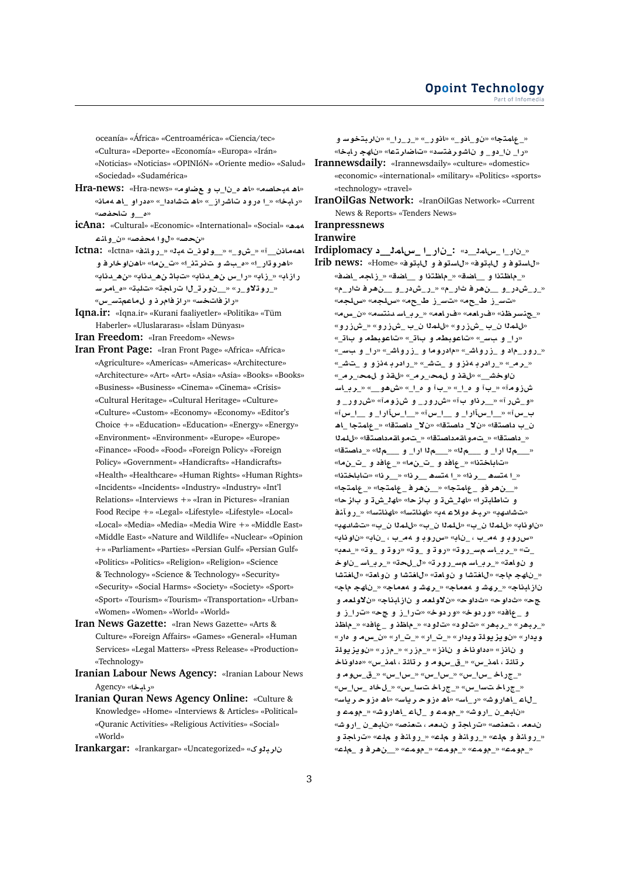oceanía» «África» «Centroamérica» «Ciencia/tec» «Cultura» «Deporte» «Economía» «Europa» «Irán» «Noticias» «Noticias» «OPINIóN» «Oriente medio» «Salud» «Sociedad» «Sudamérica»

**Hra-news:** «Hra-news» «موضوعات و برنامه‌ها» «ماهنامه» «اخبار» «گزارش ویژه» «ویدئو»

**icAna:** «Cultural» «Economic» «International» «Social» «همه» «تصاویر» «محصول» «آخرین»

**Ictna:** «Ictna» «فناوری» «شبکه» «تلفن همراه» «اینترنت» «نرم افزار» «امنیت» «ارتباطات» «پست» «تجارت الکترونیک» «رسانه» «سخت افزار» «شبکه» «تکنولوژی» «سرمایه گذاری» «مقالات» «فناوری اطلاعات»

**Iqna.ir:** «Iqna.ir» «Kurani faaliyetler» «Politika» «Tüm Haberler» «Uluslararası» «İslam Dünyası»

**Iran Freedom:** «Iran Freedom» «News»

**Iran Front Page:** «Iran Front Page» «Africa» «Africa» «Agriculture» «Americas» «Americas» «Architecture» «Architecture» «Art» «Art» «Asia» «Asia» «Books» «Books» «Business» «Business» «Cinema» «Cinema» «Crisis» «Cultural Heritage» «Cultural Heritage» «Culture» «Culture» «Custom» «Economy» «Economy» «Editor's Choice +» «Education» «Education» «Energy» «Energy» «Environment» «Environment» «Europe» «Europe» «Finance» «Food» «Food» «Foreign Policy» «Foreign Policy» «Government» «Handicrafts» «Handicrafts» «Health» «Healthcare» «Human Rights» «Human Rights» «Incidents» «Incidents» «Industry» «Industry» «Int'l Relations» «Interviews +» «Iran in Pictures» «Iranian Food Recipe +» «Legal» «Lifestyle» «Lifestyle» «Local» «Local» «Media» «Media» «Media Wire +» «Middle East» «Middle East» «Nature and Wildlife» «Nuclear» «Opinion +» «Parliament» «Parties» «Persian Gulf» «Persian Gulf» «Politics» «Politics» «Religion» «Religion» «Science & Technology» «Science & Technology» «Security» «Security» «Social Harms» «Society» «Society» «Sport» «Sport» «Tourism» «Tourism» «Transportation» «Urban» «Women» «Women» «World» «World»

**Iran News Gazette:** «Iran News Gazette» «Arts & Culture» «Foreign Affairs» «Games» «General» «Human Services» «Legal Matters» «Press Release» «Production» «Technology»

**Iranian Labour News Agency:** «Iranian Labour News Agency» «اخبار»

**Iranian Quran News Agency Online:** «Culture & Knowledge» «Home» «Interviews & Articles» «Political» «Quranic Activities» «Religious Activities» «Social» «World»

**Irankargar:** «Irankargar» «Uncategorized» «کارگران»

و گفتگو» «ایران» «ورزشی» «نود و نود» «اجتماعی» «اخبار جهانی» «اقتصادی» «دستور غذا» «و دانش و دین»

**Irannewsdaily:** «Irannewsdaily» «culture» «domestic» «economic» «international» «military» «Politics» «sports» «technology» «travel»

**IranOilGas Network:** «IranOilGas Network» «Current News & Reports» «Tenders News»

**Iranpressnews**

**Iranwire**

**Irdiplomacy** د_ دیپلماسی_ ایران_: «د_ دیپلماسی ایران_»

**Irib news:** «Home» «فوتبال و فوتسال» «فوتبال و فوتسال» «اخبار مجلس» «شهدا» «شهدا و ایثارگران» «اخبار فرهنگی و دیپلماسی» «مجلس» «مجلس» «مجلس خبرگان» «مجلس خبرگان» «مجلس» «فرهنگیان» «سیاسی» «امنیت» «بانوان» «جهان و اسلام» «ورزش جهان و اسلام» «ورزش» «ورزش بین الملل» «ورزش بین الملل» «مطبوعات و رسانه ها» «مطبوعات و رسانه» «ساز و کار» «ساز و کار» «آموزش و پرورش» «آموزش و پرورش» «آموزش عالی» «آموزش و پرورش و دانشگاه» «آموزش و دانشگاه» «تحقیق و پژوهش» «آموزش و پرورش» «ادیان و مذاهب» «ادیان و مذاهب» «استان ها» «استان ها» «استان ها و ارتباطات» «استانداری ها» «استانداری بین الملل» «استانداری مرکزی» «استانداری های مرکزی» «استانداری های مرکزی» «استانداری های تهران» «استانداری ها و سازمان ها» «استانداری ها و سازمان ها» «اقتصاد و دفاع» «امنیت و دفاع» «انتخابات» «انتخابات» «انرژی» «انرژی» «اجتماعی» «اجتماعی فرهنگی» «اجتماعی فرهنگی» «احزاب و تشکل ها» «احزاب و تشکل ها» «ادبیات و کتاب» «اقتصاد» «اقتصاد» «اقتصاد کلان» «بین الملل» «بین الملل» «بین الملل» «بانوان» «بانوان» «بانوان» «بهداشت و درمان» «بهداشت و درمان» «تاریخ و هنر» «تکنولوژی» «تکنولوژی» «ترافیک» «ترابری» «ترابری» «تکنولوژی» «حوادث» «حوادث» «خانواده» «جامعه» «جامعه و ارتباطات» «جامعه و ارتباطات» «جهان و اسلام» «جهان اسلام» «جهان و اسلام» «حج و زیارت» «حوادث» «حوادث و امنیت» «خانواده» «خانواده» «دفاع و امنیت» «دانشگاه» «دانشگاه» «رادیو و تلویزیون» «رادیو و تلویزیون» «رزمی» «رسانه» «رسانه» «رهبری» «رهبری» «سلامت» «سلامت» «سیاست خارجی» «سیاست خارجی» «سیاسی» «سیاسی» «شهر و روستا» «شهری» «شهرداری و عمران» «شهرداری و عمران» «صنعت، معدن و تجارت» «صنعت، معدن و تجارت» «علم و فناوری» «علم و فناوری» «علم و فرهنگ» «عمومی» «عمومی» «عمومی» «عمومی» «فرهنگی» «فرهنگی و هنری»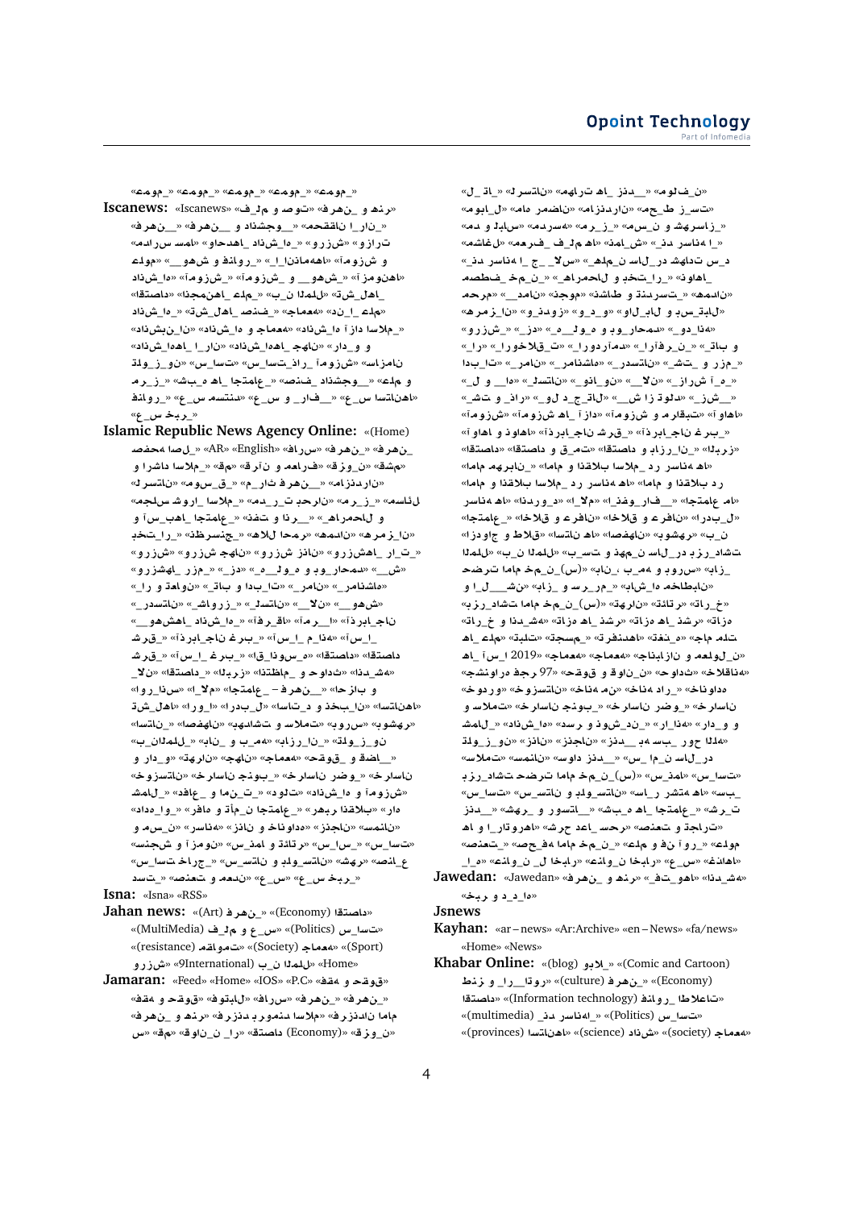«عمومی» «عمومی» «عمومی» «عمومی» «عمومی» «عمومی»

**Iscanews:** «Iscanews» «فیلم و صوت» «فرهنگ و هنر» «فرهنگی__» «دانشجویی و __» «حوزه و دانشگاه» «بین الملل» «ادیان و مذاهب» «فرهنگ و هنر» «آموزش و پرورش» «علمی» «آموزش و پژوهش» «آموزش و پرورش» «دانشگاه» «اقتصادی» «انجمن ها» «بین الملل» «تشکل ها» «علمی» «دانشگاه» «تشکل های صنفی» «اجتماعی» «دانشگاه» «دانشجویان» «دانشگاه و جامعه» «دانشگاه آزاد اسلامی_» «دانشگاه های ایران» «دانشگاه های جهان» «دار و و» «علوم و فناوری» «سیاست» «سیاست خارجی» «آموزش و پرورش» «سازمان» «مرزی_» «بخش های اجتماعی_» «دانشجویی_» «علم و» «فناوری» «عکس مستند» «عکس و فارسی» «عکس استانها» «عکس خبری_»

**Islamic Republic News Agency Online:** «(Home)» «صفحه اصلی» «AR» «English» «فارسی» «فرهنگی_» «مشهد» «ورزش» «قرآن و معارف» «هنر» «اسلام_» «دانشگاه و» «لرستان» «موسیقی_» «تاریخ» «فرهنگی__» «مازندران» «مجلس» «اخبار اسلامی_» «درمان» «روابط» «زمین_» «اقتصاد و» «آسیب های اجتماعی» «نفت» «اندیشه_» «و سیاست» «خبرنگاران» «خارجی» «زنان» «لاهوری» «نظرسنجی_» «خبرهای_» «آموزش و پرورش» «زبان و آموزش» «ایران و جهان» «زمینه_» «پرورش» «آموزش و پرورش» «مجلس و_» «و ایران» «باستان» «ایران» «بازرگانی» «مسابقات» «آموزش و__» «استانی» «مشهد» «خبرنگاران» «ورزش» «اورژانس» «خبرهای ایران» «آفریقا» «امریکا» «اسیای» «شرق» «ایران غربی» «اسیای غربی» «آفریقای» «اروپا» «اقتصاد» «شرق_» «اندیشه» «ایران» «اقتصاد» «ادیان» «ملی» «اجتماعی» «جامعه» «ملل» «ارتش» «اروپا» «اقتصاد و دولت» «انتخابات و حزب» «هنرها» «اقتصاد» «استان» «فرهنگی» «علم و_» «استان ها» «آسیب_» «فرهنگی» «بهداشتی و سلامت» «بیولوژیک» «بین الملل» «و بازار» «هنرمندان» «تلویزیون» «روی» «اتفاقات» «جنوب» «بین_» «فرهنگی» «اجتماعی» «جهانی» «جامعه» «خراسان جنوبی» «خوزستان» «خراسان رضوی» «آموزش و دانشگاه» «امنیتی» «شمال_» «کرمان» «آیین و» «جمهوری اسلامی» «و خانواده» «آموزش و» «انقلاب» «جامعه» «رسانه» «خانواده و تاسیس و ارتش» «سمنان» «زنجان» «سیاست» «سیاست خارجی» «سیاست داخلی» «ارزها و صنایع» «شهری» «صنعت و معدن» «عکس خبری_»

**Isna:** «Isna» «RSS»

**Jahan news:** «(Art) فرهنگ_» «(Economy) اقتصاد» «(MultiMedia) چند رسانه ای» «(Politics) سیاست» «(resistance) مقاومت» «(Society) جامعه» «(Sport) ورزش» «(9International) بین الملل» «Home»

**Jamaran:** «Feed» «Home» «IOS» «P.C» «فقه و حقوق» «فرهنگی_» «فارسی» «توبلیغ» «فقه و حقوق» «فرهنگ و هنر» «فرزند» «بزرگداشت امام» «امام و اسلام» «فروزان» «(Economy) اقتصاد» «اقتصاد_ایران» «قم» «س» «لات_» «لات_» «سرلشکر» «همراهان امام» «در زمان_» «فلوم» «محیط زیست» «مازندران» «امام حضر» «باقر» «مدرسه» «رزمی» «شیراز» «مدرسه و امام» «مشهد» «فرهنگ و فلسفه» «امام» «سیره امام» «دفتر» «جمع_» «لاکپشت» «آزادی» «نفس» «شهادت سید» «مصطفی خمینی_» «خاطرات و اهداف امام_» «مرحوم» «جهان» «ایثار» «مستندات و دانش» «مسجد امام» «بسیج و لیبرال» «و دو» «و زندگی» «مرزی_» «شهادت» «تاریخ» «زنان» «نماز» «مرحوم و شهادت» «زندگی» «و ارتباطات» «و اخلاقیات_» «و تاریخ» «اشعار» «و دیگر_» «نشر و نماز» «تغذیه» «امام» «ام» «امام» «تاریخ ادبیات و» «آزادی و» «آشنایی با امام و» «امام» «آموزش» «ولایت فقیه_» «امام و قرآن» «دین» «رهبری_» «اصول فقه و طب» «امام_» «خمینی» «امام» «مبارزه» «احکام» «اقتصاد» «اخلاق و عرفان» «ب_ین الملل» «رهبری_» «امام خمینی (س)_» «زبان» «اجتماعی» «امام» «امام در رسانه ها» «امام در دانشگاه و آزادی» «پیامبر_» «شعر و سیره» «یادداشت ها» «اقتصاد_» «داستان» «تاریخ» «پاسخ دادن و فرزند» «امام» «(س)_» «امام خمینی (س)» «نظرات امام» «تبلیغ» «سجایا» «مسجد» «منتشر شده» «دانشگاه» «و شرکت» «بین المللی» «ماهیت» «امام خمینی (س)» «2019» «جمع بندی و نیز» «کارشناس» «سیاست_» «ساختار» «مقاوم» «97 درجه» «پیشرفته» «خانواده» «ارتباط و تعاملات» «جنوب» «خراسان جنوبی» «خانواده» «شمال_» «آیات» «مدار و» «سفیر» «زندگی» «سالمند» «خانه» «زندگی_» «زنان» «سیاست مقدس» «روح بخش_» «امام سید مسجد» «مقاومت» «امام خمینی (س)» «سیاست_» «زندگی و بیدار» «سیاستمداران» «شرکت» «فرهنگی و تبلیغاتی» «سیاستمداران» «بیان و رسانه ها» «شهر_» «دفتر» «ه_» «صنعت و تجارت» «صنعت» «علم و فن آوری» «حضرت امام خمینی_» «علمی و دیگران» «فرهنگ_» «وضعیت»

**Jawedan:** «Jawedan» «هنر و فرهنگ_» «فتوای امام» «دیدگاه ها»

**Jsnews**

**Kayhan:** «ar – news» «Ar:Archive» «en – News» «fa/news» «Home» «News»

**Khabar Online:** «(blog) وبلاگ_» «(Comic and Cartoon) طنز و کاریکاتور» «(culture) فرهنگ_» «(Economy) اقتصاد» «(Information technology) فناوری اطلاعات» «(multimedia) چند رسانه ای» «(Politics) سیاست» «(provinces) استانها» «(science) دانش» «(society) جامعه»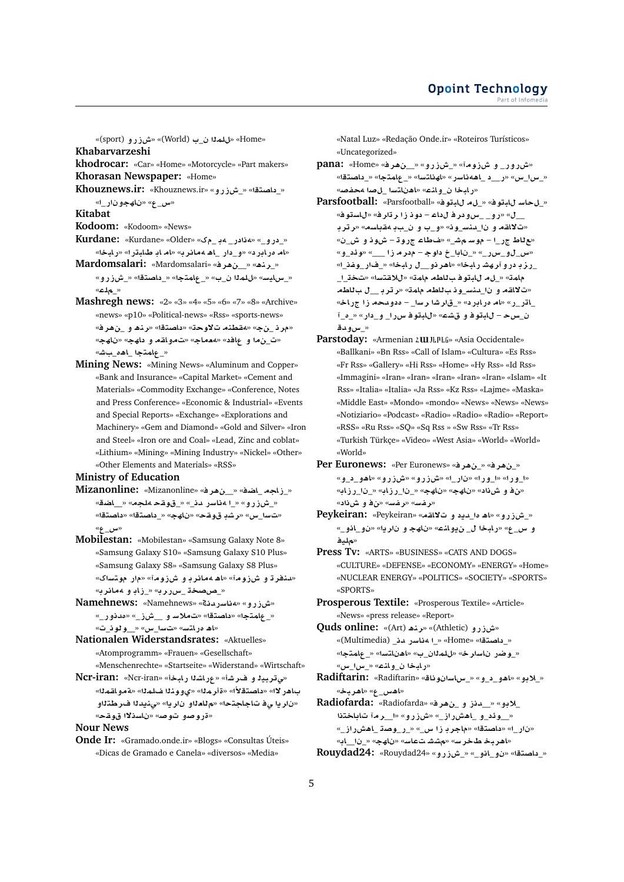«Home» «للمدا ن_ب (World)» «شزرو (sport)»

**Khabarvarzeshi**

**khodrocar:** «Car» «Home» «Motorcycle» «Part makers»

**Khorasan Newspaper:** «Home»

**Khouznews.ir:** «Khouznews.ir» «شزرو» «_داصتقا» «نامهجونار_ا» «س_ع»

**Kitabat**

**Kodoom:** «Kodoom» «News»

**Kurdane:** «Kurdane» «Older» «كم_هب_هنادر» «_ودر» «ياه هرابرد» «و_دار_اه هماربرب» «ياه ابايترا» «رابخا»

**Mardomsalari:** «Mardomsalari» «_نهرف» «_رنه» «_سايس» «للمدا ن_ب» «_عامتجا» «_داصتقا» «_شزرو» «_ملع»

**Mashregh news:** «2» «3» «4» «5» «6» «7» «8» «Archive» «news» «p10» «Political-news» «Rss» «sports-news» «مرج_نج» «هقطنم تلاوحت» «داصتقا» «رنه و _نهرف» «ت_نما و عافد» «هعماج» «تمواقم و داهج» «ناهج» «_عامتجا _اهه_بش»

**Mining News:** «Mining News» «Aluminum and Copper» «Bank and Insurance» «Capital Market» «Cement and Materials» «Commodity Exchange» «Conference, Notes and Press Conference» «Economic & Industrial» «Events and Special Reports» «Exchange» «Explorations and Machinery» «Gem and Diamond» «Gold and Silver» «Iron and Steel» «Iron ore and Coal» «Lead, Zinc and coblat» «Lithium» «Mining» «Mining Industry» «Nickel» «Other» «Other Elements and Materials» «RSS»

**Ministry of Education**

**Mizanonline:** «Mizanonline» «_نهرف» «_زاجم _اضف» «_شزرو» «_ا هناسر دنذ» «_قوقح هلجم» «_اضق» «تسا_س» «رشب قوقح» «ناهج» «_داصتقا» «داصتقا» «س_ع»

**Mobilestan:** «Mobilestan» «Samsung Galaxy Note 8» «Samsung Galaxy S10» «Samsung Galaxy S10 Plus» «Samsung Galaxy S8» «Samsung Galaxy S8 Plus» «دنفرت و شزومآ» «اه همانرب و شزومآ» «مار موتساك» «_صصخت _سرررب» «_زاب و همانرب»

**Namehnews:** «Namehnews» «هناسردنچ» «شزرو» «_عامتجا» «داصتقا» «تملاس و __شز_» «هدنور_» «اه هرامتس» «تسا_س» «__ولون_ت»

**Nationalen Widerstandsrates:** «Aktuelles» «Atomprogramm» «Frauen» «Gesellschaft» «Menschenrechte» «Startseite» «Widerstand» «Wirtschaft»

**Ncr-iran:** «Ncr-iran» «رابخا» «عراشا» «فرشا و يتربيد» «باهرلا» «داصتقلاا» «ةأرملا» «يوونلا فلملا» «ةمواقملا» «ناريا يف تاجاجتحا» «ملاعلاو ناريا» «يحيدلا فرطتلاو» «ناسنلاا قوقح» «تروصو توصو»

**Nour News**

**Onde Ir:** «Gramado.onde.ir» «Blogs» «Consultas Úteis» «Dicas de Gramado e Canela» «diversos» «Media» «Natal Luz» «Redação Onde.ir» «Roteiros Turísticos» «Uncategorized»

**pana:** «Home» «_نهرف» «_شزرو» «شزومآ و شرورپ» «_س_س» «و___د_اهه ناسر» «اهناتسا» «_عامتجا» «_داصتقا» «رابخا ن_وانع» «اهناتسا _لصا هحفص»

**Parsfootball:** «Parsfootball» «_لم لابتوف» «_لحاس لابتوف» «__ل» «رو__سودرف لداع – دون زا رتارف» «لابتوف» «تلااقم و نا_دنس_ون» «و_ب و ن_بب هقباسم» «رترب» «عطاق جر_ا – موس هتش» «فطاع جروت – شنو و ش_ن» «س_لو_سر_» «_ناب_خ داوج – مدرم زا ___» «وئد_و» «_رزب درو آرهش رابخا» «اهرذو__ل رابخا» «_فار_وفنا» «مامت» «_لم لابتوف بلاطم» «لالقتسا» «تختخ_ا_» «تلااقم و نا_دنس_ون بلاطم مامت» «رترب__ل بلاطم» «_اتر_ر» «اه هرابرد» «_قارشا رسا_ – هدودمحم زا جارخا» «ن_سح – لابتوف و قشع» «لابتوف سرا_و_دار» «_م_آ» «_سودق»

**Parstoday:** «Armenian Հայերեն» «Asia Occidentale» «Ballkani» «Bn Rss» «Call of Islam» «Cultura» «Es Rss» «Fr Rss» «Gallery» «Hi Rss» «Home» «Hy Rss» «Id Rss» «Immagini» «Iran» «Iran» «Iran» «Iran» «Iran» «Islam» «It Rss» «Italia» «Italia» «Ja Rss» «Kz Rss» «Lajme» «Maska» «Middle East» «Mondo» «mondo» «News» «News» «News» «Notiziario» «Podcast» «Radio» «Radio» «Radio» «Report» «RSS» «Ru Rss» «SQ» «Sq Rss » «Sw Rss» «Tr Rss» «Turkish Türkçe» «Video» «West Asia» «World» «World» «World»

**Per Euronews:** «Per Euronews» «_نهرف» «_نهرف» «ا_ورا» «ا_ورا» «نار_ا» «شزرو» «شزرو» «اهو_د_و» «نف و شناد» «ناهج» «ناهج» «_نا_رزاب» «_نا_رزاب» «رفس» «رفس» «نف و شناد»

**Peykeiran:** «Peykeiran» «تلااقم و اه ا_دید و اه» «_شزرو» «و س_ع» «رابخا ل_ نيوانع» «ناهج و ناريا» «نو_انو_» «هليف»

**Press Tv:** «ARTS» «BUSINESS» «CATS AND DOGS» «CULTURE» «DEFENSE» «ECONOMY» «ENERGY» «Home» «NUCLEAR ENERGY» «POLITICS» «SOCIETY» «SPORTS» «SPORTS»

**Prosperous Textile:** «Prosperous Textile» «Article» «News» «press release» «Report»

**Quds online:** «(Art) رنه» «(Athletic) شزرو» «(Multimedia) هناسر دنذ» «Home» «ا_» «_داصتقا» «_وضر ناسارخ» «للمدا ن_ب» «اهناتسا» «_عامتجا» «_س_س» «رابخا ن_وانع»

**Radiftarin:** «Radiftarin» «_سااسانوناق» «_لابو» «اهو_د_و» «اهسا_ع» «اهربخ»

**Radiofarda:** «Radiofarda» «_نهرف و __دنذ» «_لابو» «__وئد_و _اهشراز_» «شزرو» «ا_رمآ تاباختنا» «نار_ا» «داصتقا» «ماجرب زا س_» «_ر_وصت_اهشراز_» «اهربخ طخرس» «مهشت تعاس» «ناهج» «_نا__اب»

**Rouydad24:** «Rouydad24» «_شزرو» «نو_انو_» «_داصتقا»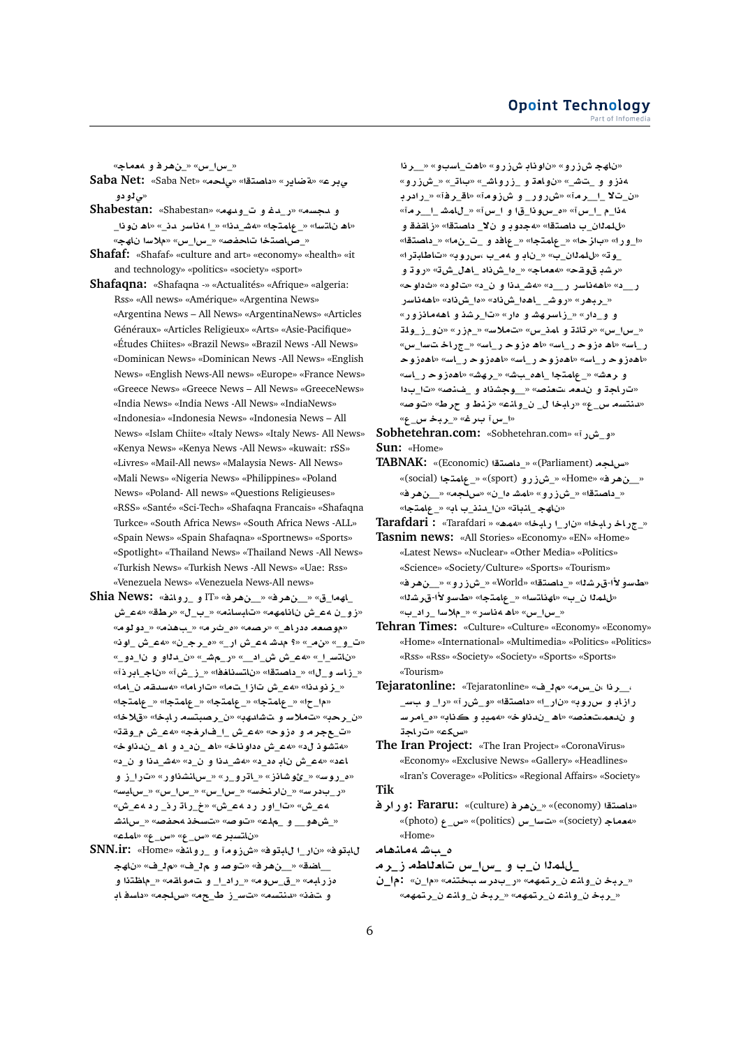«جامعه و فرهنگ» «سیاسی»

**Saba Net:** «Saba Net» «محلی» «اقتصاد» «ورزشی» «عربی» «دولتی»

**Shabestan:** «Shabestan» «مهدویت و غدیر» «مسجد» «ان ها» «دین و اندیشه» «اجتماعی» «رسانه ها» «نان ها» «نخبگان و تحصیلات» «سیاسی» «اسلام» «جهان»

**Shafaf:** «Shafaf» «culture and art» «economy» «health» «it and technology» «politics» «society» «sport»

**Shafaqna:** «Shafaqna -» «Actualités» «Afrique» «algeria: Rss» «All news» «Amérique» «Argentina News» «Argentina News – All News» «ArgentinaNews» «Articles Généraux» «Articles Religieux» «Arts» «Asie-Pacifique» «Études Chiites» «Brazil News» «Brazil News -All News» «Dominican News» «Dominican News -All News» «English News» «English News-All news» «Europe» «France News» «Greece News» «Greece News – All News» «GreeceNews» «India News» «India News -All News» «IndiaNews» «Indonesia» «Indonesia News» «Indonesia News – All News» «Islam Chiite» «Italy News» «Italy News- All News» «Kenya News» «Kenya News -All News» «kuwait: rSS» «Livres» «Mail-All news» «Malaysia News- All News» «Mali News» «Nigeria News» «Philippines» «Poland News» «Poland- All news» «Questions Religieuses» «RSS» «Santé» «Sci-Tech» «Shafaqna Francais» «Shafaqna Turkce» «South Africa News» «South Africa News -ALL» «Spain News» «Spain Shafaqna» «Sportnews» «Sports» «Spotlight» «Thailand News» «Thailand News -All News» «Turkish News» «Turkish News -All News» «Uae: Rss» «Venezuela News» «Venezuela News-All news»

**Shia News:** «فناوری و IT» «فرهنگی» «فرهنگی» «مقاله» «شیعه» «قطر» «ل ب نان» «مسلمانان» «شیعه نوز» «مولود» «مذهب» «مراجع» «مصر» «دراسات معصومه» «فتوا» «شیعه» «بیرجند» «ایران» «کشف شیعه» «من» «و ت» «فتاوا» «دولت و نان» «شیعه ها» «مشیر» «ایران» «آذربایجان» «آشپزی» «اقتصاد» «افغانستان» «ازدواج» «امام زمان» «مقدسه» «امارات» «اسرائیل» «شیعه» «اندونزی» «اجتماعی» «اجتماعی» «اجتماعی» «احزاب» «اخلاق» «اخبار مستبصرین» «مشاهدات و سلامت» «بحرین» «تقویم شیعه» «جغرافیای» «جوامع شیعه و مهرجان» «خانواده» «د ین» «دانشکده» «دفاع» «شیعه دانشگاه» «د ین» «دانشکده» «عدد» «نان» «زندگی و شادابی» «مقدسات» «سوریه» «شناسی» «روسیه» «سیاسی» «سیاسی» «سخنرانی» «سرمدی» «شیعه» «شیعه در ذکرات» «شیعه در اروپا» «شناسان» «صحیفه شخصیت» «علوم و پژوهش» «امل» «ع س» «عبرستان»

**SNN.ir:** «Home» «فناوری و آموزش» «فوتبال ایران» «فوتبال» «جهان» «فیلم» «فیلم و صوت» «فرهنگی» «اقتصادی» «انتظامی» «مقاومت و ایراد» «موسیقی» «باراوز» «با فساد» «مجلس» «حج و زیارت» «مستند» «نفت و»

«ورزش ایران» «ورزش بانوان» «ورزش جهان» «ورزش» «تلویزیون» «فوتبال» «عکس» «تاریخی و زیستی» «ورزش» «آمریکای لاتین» «آفریقا» «امنیت و شورای» «بدون ایران» «ایران» «آسیا» «آسیای بیانه» «امام امور» «تعمیم اقتصاد» «اقتصاد بین الملل» «اقتصاد» «حمایت» «اجتماعی» «مدافعان» «اروپا» «ترابیان» «تولید» «بین الملل» «بانو» «بهداشت» «تولید شده» «جامعه» «قوت» «دانشگاه» «روز بسیار دیر» «حقوق» «حدود» «شناسان» «دانشگاه» «دانشجو» «دانشگاه» «زندگی» «دار» «تا» «مرز و» «و همه» «علم و فناوری» «مرز» «سلامت» «شناسنامه و تاریخ» «سیاسی» «سیاست خارجی» «سازمان» «سازمان ها» «سازمان ها» «دانشجویی» «سازمان ها» «دانشجویی» «سازمان ها» «سرمایه» «شهرها» «فرهنگی» «دانشجویی» «فرهنگی» «ادبیات» «صنعت» «منصوص» «صنعت» «تجارت» «صوت» «طرح» «طنز» «علم و فن» «اخبار» «عرس منتشر» «ع س آبرومند» «عرب»

**Sobhetehran.com:** «Sobhetehran.com» «آر شو»

**Sun:** «Home»

**TABNAK:** «(Economic) اقتصاد» «(Parliament) مجلس» «فرهنگی» «Home» «ورزش (sport)» «اجتماعی (social)» «اقتصاد» «ورزش» «آمار» «مجلس» «فرهنگ» «اجتماعی» «بازتاب» «بازتاب جهان»

**Tarafdari :** «Tarafdari» «مهم» «اخبار ایران» «اخبار خارج»

**Tasnim news:** «All Stories» «Economy» «EN» «Home» «Latest News» «Nuclear» «Other Media» «Politics» «Science» «Society/Culture» «Sports» «Tourism» «خاورمیانه» «اقتصاد» «World» «ورزشی» «فرهنگی» «خاورمیانه» «اجتماعی» «استان ها» «بین الملل» «سیاسی» «رسانه ها» «اسلام» «بازار»

**Tehran Times:** «Culture» «Culture» «Economy» «Economy» «Home» «International» «Multimedia» «Politics» «Politics» «Rss» «Rss» «Society» «Society» «Sports» «Sports» «Tourism»

**Tejaratonline:** «Tejaratonline» «فیلم» «مسکن ایران» «اقتصاد» «آشور» «ایران» «بورس و بازار» «خودرو» «بانک» «بیمه» «خودروها» «معدن و صنعت» «سرمایه» «تجارت» «سکه»

**The Iran Project:** «The Iran Project» «CoronaVirus» «Economy» «Exclusive News» «Gallery» «Headlines» «Iran's Coverage» «Politics» «Regional Affairs» «Society»

**Tik**

**Fararu: فرارو** «(culture) فرهنگ» «(economy) اقتصاد» «جامعه (society)» «سیاست (politics)» «عکس (photo)» «Home»

## سازمانهای شبه
### رمز اطلاعات سیاسی و بین الملل

**ن_ام: نام** «متهمین سربد» «منتخب سربدر» «متهمین غائب خبر» «متهمین غائب خبر» «متهمین غائب خبر»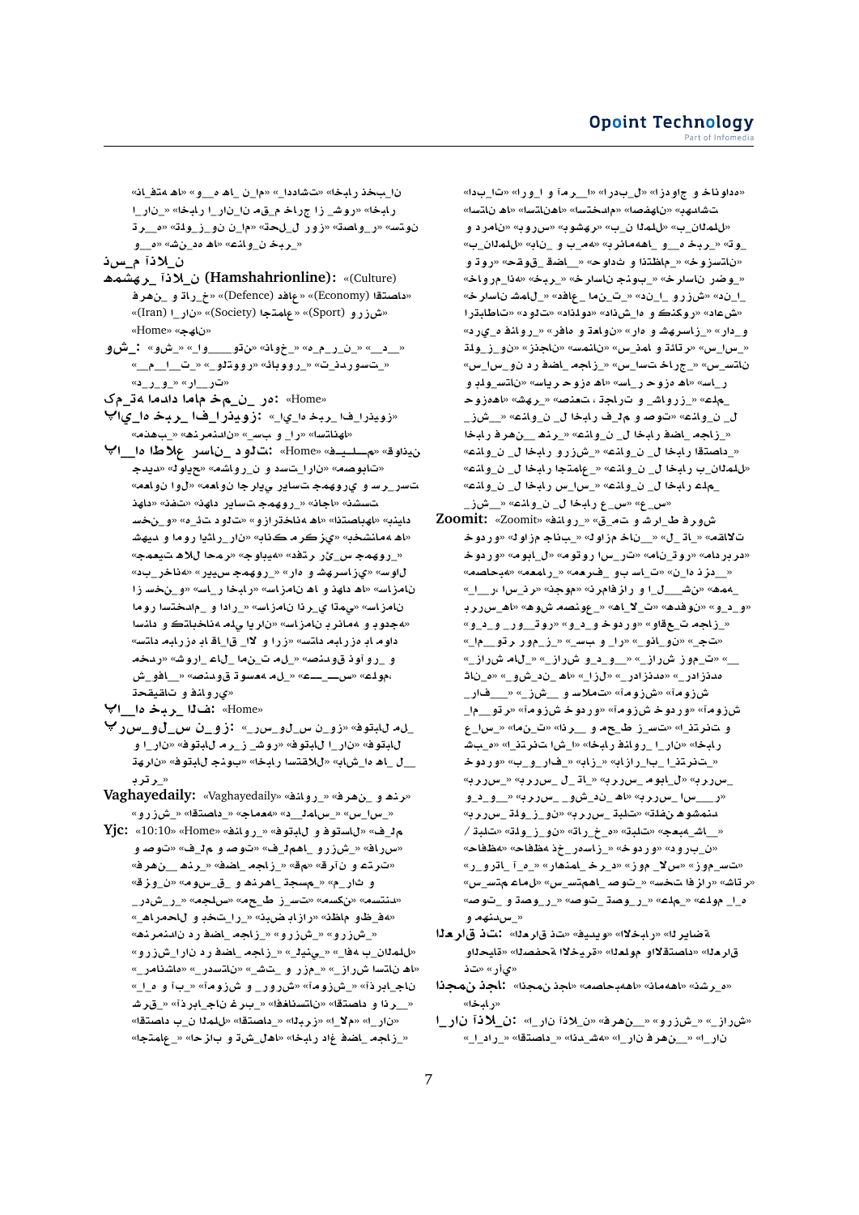ان_بخذ رابخا» «تشاددا» «ما_ن _اه ه__و» «اه هتف_اف»
رابخا» «روشـ زا جراخ مـقه ناـنار_ا رابخا» «ن_رار_ا
نوتس» «ر_واصت» «زور ل_احت» «ما_ن نو_ز_ولت» «ه__رت
«ر_بخ ن_وانع» «اه هد_ن_ش» «ه__و

**ن_لاذآ م_سذ**

**همشهر_ن_لاذآ (Hamshahrionline):** «(Culture)
«داصتقا (Economy)» «عافد (Defence)» «خ_راـت و _نهرف»
«شزرو (Sport)» «عامتجا (Society)» «نار_ا (Iran)»
«ناهج» «Home»

**و_ش:** «_د__» «_ن_ر_م_ه» «خوانـ» «نتو__ وا_» «_شو»
«_تسوردنـت» «_رووبا» «وووتلو» «_ت__ا__م__»
«_تر__ا_ر» «_و_ر_د»

**کمتہ ادادم امام خبر مہ_ن_ رد:** «Home»

**پا_یاد ربخ_ا فـا_ردنـ_ویز:** «زویدنرا_فا _ربخ ها_ی_ا»
«اهناتسا» «زا و بس» «ناندمرنه» «ب_هذم»

**پا_اد ط_اع رسان_ تلود:** «Home» «مـسـلـیـف» «واقدین»
«تشابوصم» «ناراـ تسدـ و ن_رواشم» «حیاوایـ» «دید»
«لوا نواعم» «نوامعا ایاری تاسیار یرومهمج و رسـ_رت»
«قدا» «هتفت» «اجناـ» «ر_روهمج تاسیار داهن» «تسشـ»
«هنیایدب» «اهیاصتسا» «هاـ هناختراز و» «تلود هتـئد ه» «و_نخس»
«هاـ همانشخب» «یهزکرمـ ک_نا» «نار_ ربم_ئا» «یساپـ و اهمور یدهشـ»
«تـیعمجیـ» «رمحا للاه تیعمجیـ» «هیاوایـ» «رتقد یس_ئر روهمجـ»
«یدبـ» «ه_ناخرـ» «ریبر» «سیرر هوهمج» «دار و یهزاسرشهـ» «لاوا»
«ناسرزاـ» «هاـ داهنـ و اه نامزاسـ» «رابخا ر_اسـ» «و_نخس زا
نامزاسـ» «یمادتا یرذا نامزاسـ» «رادا و_مادختسا روما
«هجدوبـ و همانرب نامزاسـ» «نارا یلم هناخباتکـ و دانسا
لاـ» «ناتسا هزرابم ناتسا» «زرا و لاا_ قا_اقا هزرابم داوا
«رخمـ «رواـشوـ» «لـمـ ت_نما_ ل_اع_ ارواش» «یوزاـ ورـ و
ه_ملوع» «عـ___س» «ل_مـ ه_مسعوـ ق_دنصـ» «ش_افو__»
«ی_روانف و تاقیقحتـ»

**پا___اد ر_بخ_ تفا:** «Home»

**پـر_س_ول_ نـ_وز:** «زو_ن س_ل_و_س_ر» «لـم_ ل_ابتوف»
و ا_ ران» «لابتوف ز_رم_ روشـ» «ل_ابتوف ران_ا» «لابتوف
تهراـ» «لابتوف بونج» «رابخا لالقتسا» «باش_اد ها_ل__
«رتربـ»

**Vaghayedaily:** «Vaghayedaily» «روانف_» «ن_رهف و رنهـ»
«و ز_رش» «داصتقا» «هعماج» «د_رط_ام» «_س_ام» «س_اس_»

**Yjc:** «10:10» «Home» «روانف» «ل_ابتوف و ل_استوف» «م_لف
و ص_توت» «م_لف و ص_توت» «ل_ف_م_اهـ و ز_رشـ» «فار_س»
«ن_رهف __رنهـ» «ه_قـ» «ز_اج_م_ اضفـ» «نآرق و نارتـرتع»
«ق_ز_ون» «ق_س_وم و ق_ن_اهر_ م_جسم» «ر_م و ثار_
«ر_دش_ر_» «سلجم» «ح_جمـ ز_ تسـ» «نكسم» «تسندم
«ر_هاحم_ا و بختـ ر_اـ» «ب_ضرب رازا» «ظاـم_ ظوف_ه
«ن_اسـ مرنه در ز_اجـم اضف_ رد» «ز_رشـ و» «ز_اجـم
«ش_رزو نار_ا رد ز_اجـم اضف_» «ي_نيل_» «اف_ هاب ن_لمـللا
«ان_شناص» «ناتسدرـ» «ش_ت_ و ز_ر_مـ» «ز_رش ناتسا هاـ
«ـا_ه و تآ» «ش_زومآ و رورش_» «ش_زومآ» «ناجـا_برذآ
ق_رشـ» «ناجبارذآ غرب» «ناتسناغفا» «داصتقا و رذآ___ر»
«داصتقا ن_ب ن_لمـلل» «داصتقا» «ز_ر_با» «م_لا» «نار_ا»
«عامتجا» «ز_اجـم اضف_ داغ رابخا» «اهل_شت و باز_ا»

«داوناخ و جاودزا» «ل_بدرا» «ا__ر_مآ و ا_ورا» «تا_بدا»
«ناتسا» «اهناتسا» «ماهنـسا» «ناهفصا» «تشادهب
«نامرد و ر_وبـ» «س_ش_وب» «نب_ لمللا ن_ب» «لمللا ن_ب»
«_وت» «ر_بخ ه__و _اه_هامنارب» «هم_ب و _ناب» «لمللا ن_ب»
«وتـ و ق_وقحـ ضا__» «ـ_ماظتـنا و تداوحـ» «ناتسزوخ
«خوارمـ «هذا_» «ر_بخ» «ب_ونج ناسارخ» «ضرو ناسارخ_»
«ناسارخ ل_امشـ» «عافد_ ت_ن_ما_» «د_نـ_ا و ز_رشـ» «د_ن_ا
«عادش» «روگنک و ها_ش_ناد» «دولذاد» «تلود» «تاطابترا
«در_ي_ه و_روانف» «و_عاتو» «ماقر» «رام و یشاسزابر» «راد_و
«س_اس_» «نار_ا_ت ا_مدنس» «ناتسمس» «ناجنز» «ن_و_ز_ولت
ناتسـ» «ن_و_ا_س ز_اج_م اضف_ د رد» «جراخ_ تسا_س» «ساسا_
ر_اسـ» «اه هزوح رپایس» «ناتساـ دلوم
مـلع_» «زروا_ش و ت_راجـت ، تعنص» «رهيـ» «هاهزوح
ل_ ن_وانع» «توص و م_لف رابخا ل_ ن_وانع» «ش__
ز_اج_م ن_وانع» «ر_نه رابخا ل_ ن_وانع» «رابخا ل_
«داصتقا رابخا ل_ ن_وانع» «ش_زرو رابخا ل_ ن_وانع»
«لمللا ن_ب رابخا ل_ ن_وانع» «عامتجا رابخا ل_ ن_وانع»
مـلع_ رابخا ل_ ن_وانع» «س_اس_ رابخا ل_ ن_وانع»
«ش__ن_ وانع ل_ رابخا ع_س» «س_ع»

**Zoomit:** «Zoomit» «روانف_» «ق_مـ و تدـ» «ش_راد طرفو
ت_لاقم» «ل_ات_» «ل_ون ازمـ» «خا___ن» «ب_ناج ازاـو» «وردوخ
وردوخ» «ل_ابوم» «رتو_سا_» «رتوم_» «نا_ت_و_» «دربرهاـ»
«_دزـد ها_ن» «ت_اس_ ب_و ف_رهم» «رامعم» «ه_حاصم»
«_ا__رـ» «د__ن_ا_رذ» «مج_ون» «ا__ر_ا و ر__فزار» «ن_ش__» «هبه»
«و_د_و» «نوفدهـ» «ت_لا_اه» «ع_ونصم شوه» «اه_سررب
«و_د_و» «ت_قاوع» «و_رد_وخ و_د_و» «وتو_ر_و_ و_د_و»
«مـتـ» «ون_لـذو_» «را_ و بس» «_ز_موو رتو_مـ_»
«ل_ام شراز_» «و_د_و شراز_» «ت_موز شراز_» «__
ناـت» «و_ شـ_ون_د هاـ» «ز_لا_» «دمنذراز_» «مدنذراز
ش_زوما» «ش__ن_ز» «ت_ملاس و» «ف___ار_»
ش_زوما» «وردوخ ش_زوما» «وردوخ ش_زوما» «رتو___ما»
«ع__س_ رتنرتنا_» «ت__س_ز ط_حم_ و__ر_نا» «ت_ن_ما» «و
«ه_بش» «تنرتنا_ شا» «رابخا_» «روانف_ رابخا_» «نار_ا
«ت_نرتنا_ با_رازاب» «زاب_» «ف_ار_و_ب» «وردوخ
«س_ررب» «ر_ررب» «_ات_ل _س_ررب» «ل_ابوم _س_ررب
«و_د_و» «و_د_شو_ _س_ررب» «اه_ ن_د_شو _س_ررب» «ر___سا_
«دنمشوه نفلت» «تلبت_ س_ررب» «نو_ز_ولت _س_ررب»
«تلبت /» «نو_ز_ولت» «ه_خ_راـت» «تلبت» «عمجیه شا___»
«هظفاح» «هظفاح ذخـ_رام_ز_ا» «وردوخ» «و_ر_ب_ن»
«تسـ_موز» «س_لا_ موز» «دـرـخـ_مـاهـن_» «ـرـو_ت_ا_ر»
«رتاش» «رازفا تخس» «س_تسه_ ماهتـ_وصـ» «س_مش_اهـ س_ولمـ»
«ه_ا_ مولع» «مـلع_» «ر_وصـ_ت_وصـ» «ر_وصـت_ و_ت_وصـ»
«س_ندنهم و

**العربيه:** «تذ قارعلا» «ويديف» «رابخلاا» «ةضايرلا»
«ةيدلاو» «ولعلا» «مولعلاو داصتقلاا» «ةريخلاا ةحفصلا» «قارعلا
«يأر» «تذ

**انجمن:** «انجمن اجذ» «ه_ب_حاصم» «اهمهاش» «ه_ر_شد»

**ا_ران آذلا_ن:** «ا_ران آذلا_ن» «ف__رهن» «و__شزر» «_زارش
«ايران اه_شدن» «_داصتقا» «_داـرا» «_ن_رهف ناـر_ا»
«رابخا»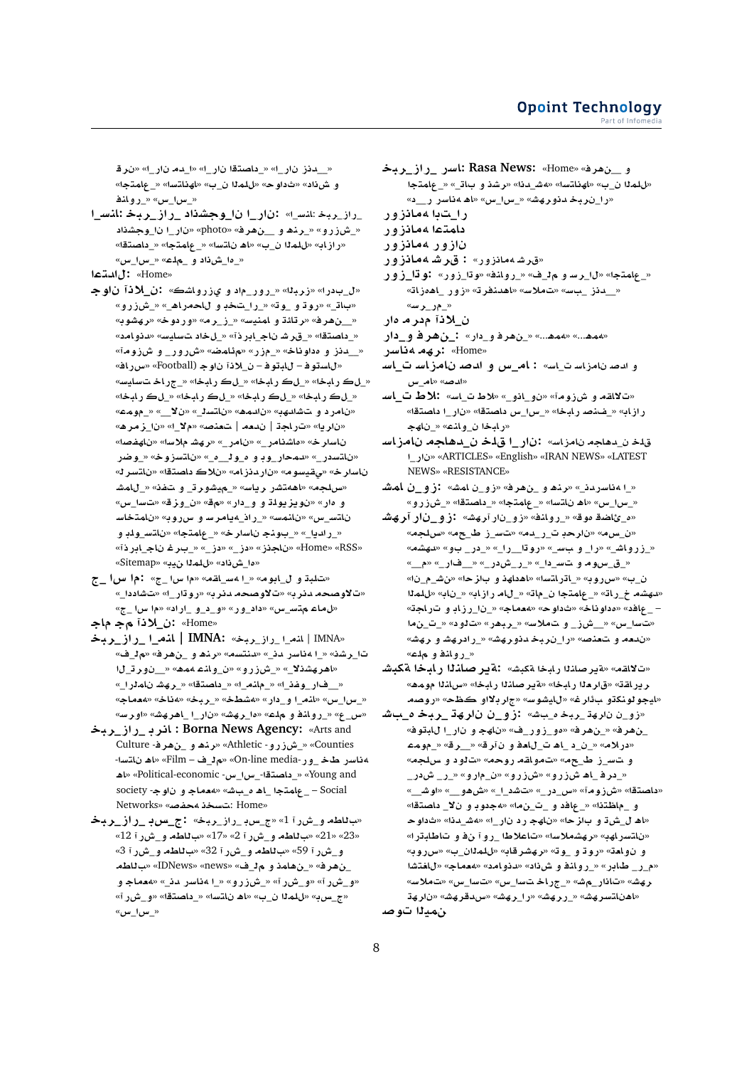**خبرگزاری رسا: Rasa News:** «Home» «فرهنگ و ...» «اجتماعی» «کتاب و نشر» «اندیشه» «استانها» «بین الملل» «شهروند خبرنگار» «سیاسی» «رسانه ها» «د...ر»

**روزنامه ابتکار**

**روزنامه اعتماد**

**روزنامه روزان**

**روزنامه شرق :** «روزنامه شرق»

**روزتاو:** «روزتاو» «فناوری» «فیلم و سریال» «اجتماعی» «تازه های روز» «ترفندها» «سلامت» «سبک زندگی» «سرگرمی»

**راد مردم آنلاین**

**راد و فرهنگ :** «فرهنگ و راد» «همه...» «همه...»

**رسانه مهر:** «Home»

**سایت سازمان صدا و سیما :** «سایت سازمان صدا و سیما» «صدا»

**سایت طلا:** «سایت طلا» «نوآوری» «آموزش» «مقالات» «جهان» «اخبار فضا» «اخبار سیاسی» «اقتصاد ایران» «ابزار»

**سازمان مجاهدین خلق ایران:** «سازمان مجاهدین خلق ایران» «ARTICLES» «English» «IRAN NEWS» «LATEST NEWS» «RESISTANCE»

**شمال نیوز:** «شمال نیوز» «فرهنگ و هنر» «شهرستانها» «ایـ...» «اجتماعی» «اقتصادی» «استانها» «بین الملل» ...

**شهرآرا نیوز:** «شهرآرا نیوز» «فناوری» «مشهد گردی» ... «شهرآرا نیوز» «شهروند خبرنگار» «شهرداری و فناوری»

**شبکه اخبار اقتصادی:** «شبکه اخبار اقتصادی» «اخبار اقتصادی» «مقالات» «مفهوم اقتصادی» «اقتصاد» «گزارش» «مقالات»

**شبکه خبری تهران نیوز:** «تهران نیوز» «فوتبال» «ایران و جهان» «فرهنگی» «فرهنگ» «ورزش» «جامعه» «قرآن» «علمی» «مقالات» «سیاسی» «اقتصادی» «هنر و ادبیات» «امنیت و دفاع» «ورزشی» «ایران و جهان» «حوادث» «دانشگاه» «اقتصاد» «بیمه» «ورزش» «سلامت» «پزشکی» «مسجد» «جامعه» «فناوری و شهرداری» «سیاسی» «سلامت» «شهرستانها» «شهروند» «شهرستان»

**صوت الدمین**

«قرن» «ایران مد_ا» «ایران اقتصاد_» «ایران زند__» «اجتماعی» «استانها» «بین الملل» «حوادث» «دانش و فناوری» «سیاسی»

**ایسنا: خبرگزاری دانشجویان ایران:** «خبرگزاری ایسنا» «فرهنگ و هنر» «photo» «دانشجویان ایران» «اقتصادی» «اجتماعی» «استانها» «بین الملل» «بازار» «سیاسی» «علم و دانشگاه»

**اعتدال:** «Home»

**جوان آنلاین:** «اشکوه ورزش و دیدار» «بهار» «ورزش» «جامعه» «هنر و ورزش» «تجارت و بازار» «ورزش» «فرهنگ و هنر» «سیاست» «اقتصاد» «دانش و آموزش و دانشگاه» «سیاست داخلی» «آذربایجان شرقی» «امنیت» «دفاعی» «مجلس» «ورزش و هنر» «جوان آنلاین – فوتبال (Football)» «فرانس» «سیاست خارجی» «اخبار کل» «اخبار کل» «اخبار کل» «اخبار کل» «اخبار کل» «اخبار کل» «عمومی» «اسلام» «تشکل ها» «همدان» «تشکیلات و دولت» «حوزه» «ایرانی» «ورزش» «الگو» «فرهنگی» «تحریم» «فضای مجازی» «نوآوری» «مرور» «مثلث اعتماد» «گفت و گو» «آرامش» «امام خمینی» «دانشگاه» «خوزستان» «شرح و نو و فرهنگ» «درمان» «سوخت» «آذربایجان» «داستان کلان» «خراسان» «ساختار» «ساماندهی» «سیاست خارجی» «گرجستان» «سیاست» «شهری» «موقت» «هرمزگان» «ویدیو» «سازمان» «ورزش» «شورای رهبری» «تاسیس» «دیگر» «ایده ها» «حج» «Home» «RSS» «بین المللی» «Sitemap»

**جام جم آنلاین:** «Home»

**خبرگزاری ایمنا | IMNA:** «IMNA | خبرگزاری ایمنا» «فیلم» «فرهنگ و هنر» «رسانه ها» «شهرداری» «ورزش» «عمومی» «الگوی اصفهان» «اقتصادی» «ایمنا» «اصفهان» «نهادها» «مدیریت شهری» «سیاسی» «امنیت» «دانش و ...» «شهر ایران» «سیاسی» «فناوری و علمی» «شهرها» «ورزش»

**خبرگزاری برنا : Borna News Agency:** «Arts and Culture - فرهنگ و هنر» «Athletic - ورزشی» «Counties - استانها» «Film – فیلم» «On-line media - رسانه های برخط» «Political-economic - سیاسی-اقتصادی» «Young and society - جوانان و اجتماعی» «Social – شبکه های اجتماعی» «Networks»: صفحه نخست: Home»

**خبرگزاری بسیج:** «خبرگزاری بسیج» «آزمون 1» «آزمون 2» «مطالب آزمون 17» «مطالب آزمون 21» «23» «مطالب آزمون 12» «مطالب آزمون 32» «مطالب آزمون 59» «مطالب آزمون 3» «مطالب» «IDNews» «news» «فیلم و همایش» «فرهنگ و آموزش» «آزمون ورزشی» «ایران رسانه ها» «جامعه و بسیج» «اقتصادی» «استانها» «بین الملل» «آزمون» «سیاسی»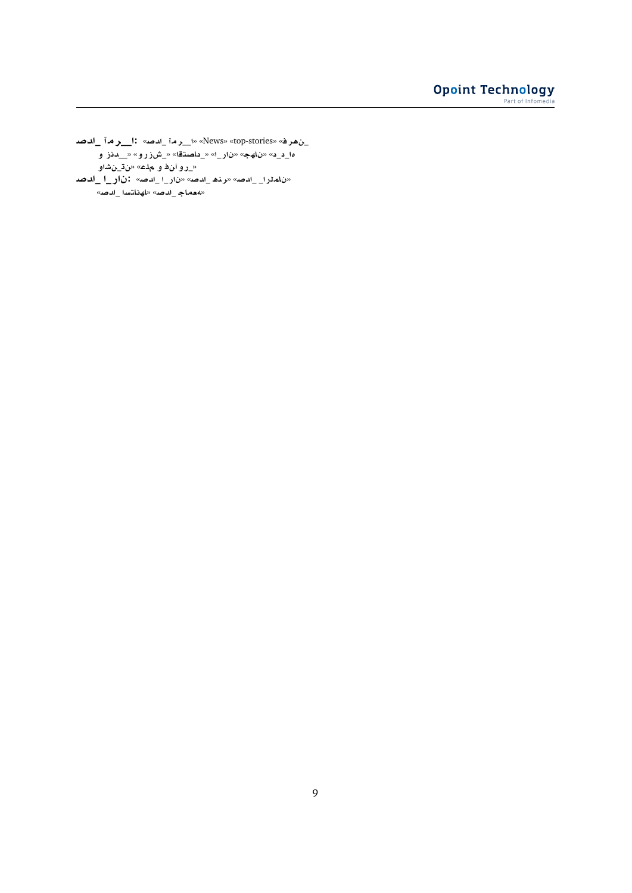**صدا_ آمر_ا:** «صدا_ آمر_ا» «News» «top-stories» «فرهن_
و زند__» «وروزش_» «اقتصاد_» «ا_ران» «جهان» «د_د_ا
واشن_تن» «علم و فن آور_»

**صدا_ ا_ران:** «صدا_ ا_ران» «صدا_ هنر» «صدا_ ا_لرامان»
«صدا_ استان‌ها» «صدا_ جامعه»